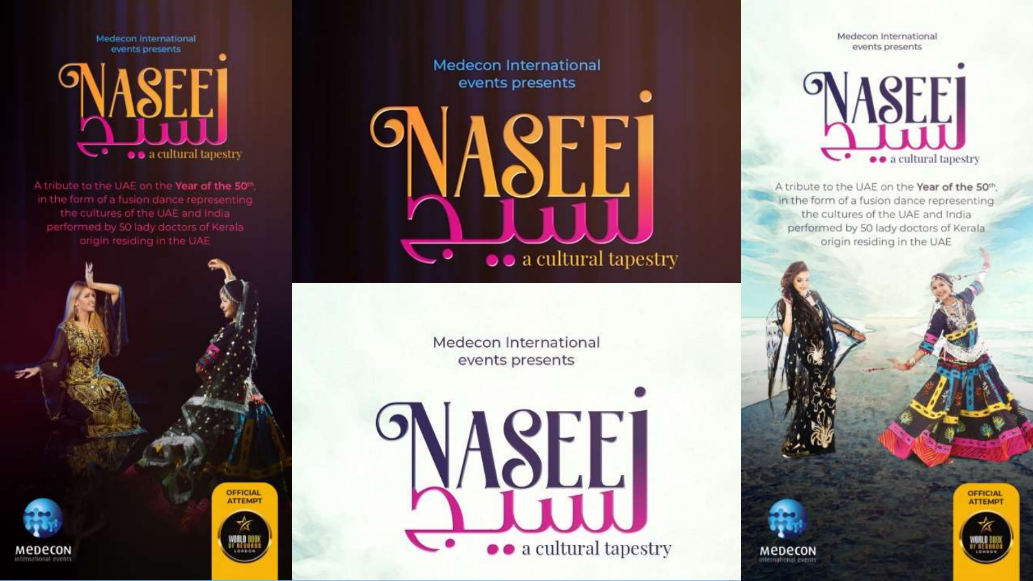Medecon International events presents

# NASEEJ نسيج

a cultural tapestry

A tribute to the UAE on the **Year of the 50th**, in the form of a fusion dance representing the cultures of the UAE and India performed by 50 lady doctors of Kerala origin residing in the UAE

MEDECON international events

OFFICIAL ATTEMPT

WORLD BOOK OF RECORDS LONDON

Medecon International events presents

# NASEEJ نسيج

a cultural tapestry

Medecon International events presents

# NASEEJ نسيج

a cultural tapestry

Medecon International events presents

# NASEEJ نسيج

a cultural tapestry

A tribute to the UAE on the **Year of the 50th**, in the form of a fusion dance representing the cultures of the UAE and India performed by 50 lady doctors of Kerala origin residing in the UAE

MEDECON international events

OFFICIAL ATTEMPT

WORLD BOOK OF RECORDS LONDON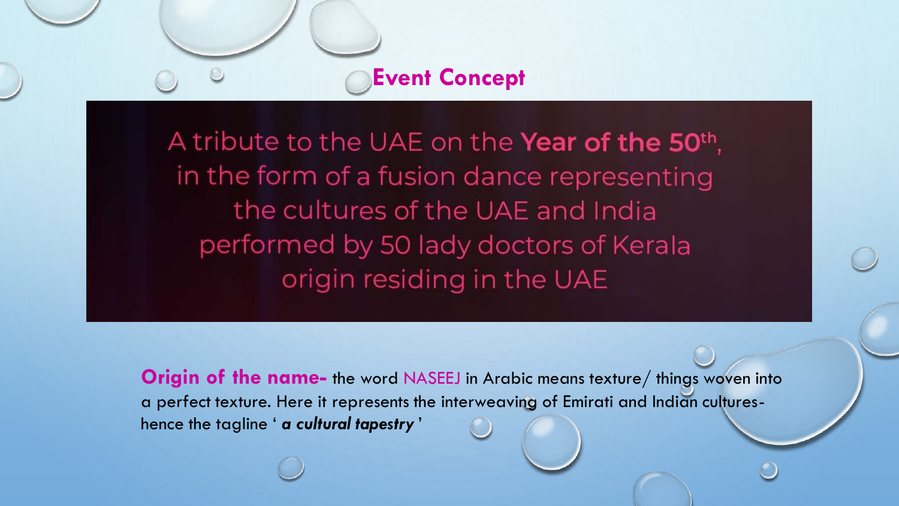# Event Concept

A tribute to the UAE on the **Year of the 50th**, in the form of a fusion dance representing the cultures of the UAE and India performed by 50 lady doctors of Kerala origin residing in the UAE

**Origin of the name-** the word NASEEJ in Arabic means texture/ things woven into a perfect texture. Here it represents the interweaving of Emirati and Indian cultures- hence the tagline ' ***a cultural tapestry*** '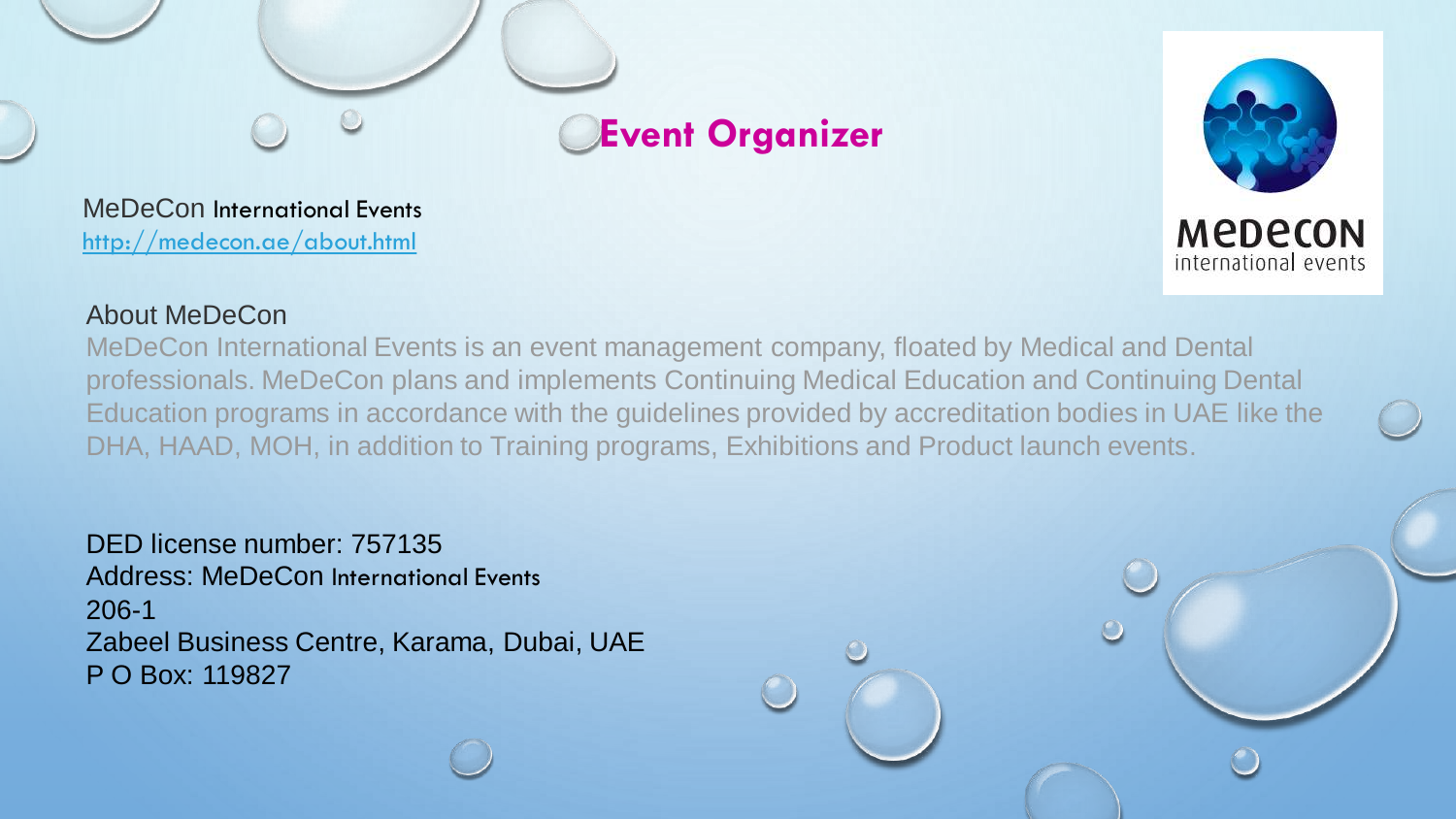# Event Organizer

MeDeCon International Events
[http://medecon.ae/about.html](http://medecon.ae/about.html)

About MeDeCon

MeDeCon International Events is an event management company, floated by Medical and Dental professionals. MeDeCon plans and implements Continuing Medical Education and Continuing Dental Education programs in accordance with the guidelines provided by accreditation bodies in UAE like the DHA, HAAD, MOH, in addition to Training programs, Exhibitions and Product launch events.

DED license number: 757135
Address: MeDeCon International Events
206-1
Zabeel Business Centre, Karama, Dubai, UAE
P O Box: 119827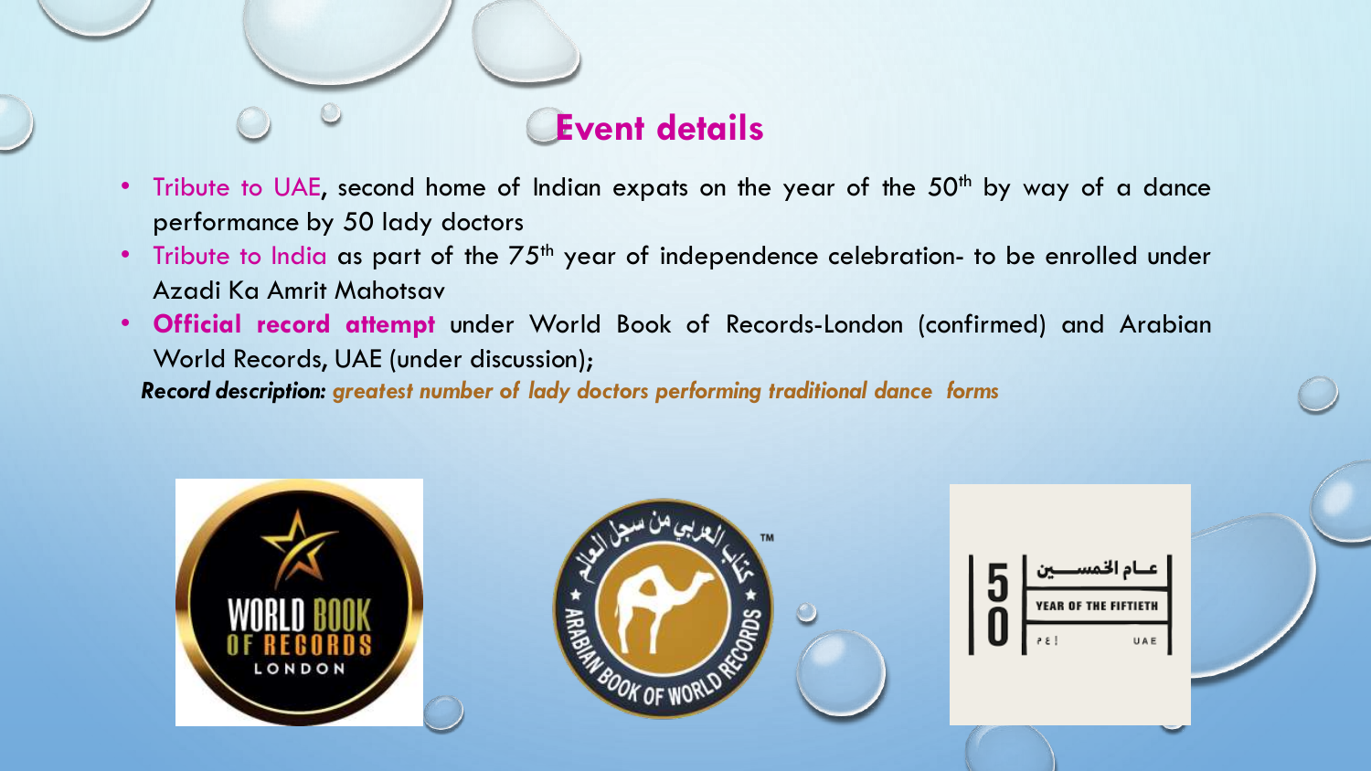# Event details

- Tribute to UAE, second home of Indian expats on the year of the 50th by way of a dance performance by 50 lady doctors
- Tribute to India as part of the 75th year of independence celebration- to be enrolled under Azadi Ka Amrit Mahotsav
- **Official record attempt** under World Book of Records-London (confirmed) and Arabian World Records, UAE (under discussion);

***Record description:*** ***greatest number of lady doctors performing traditional dance forms***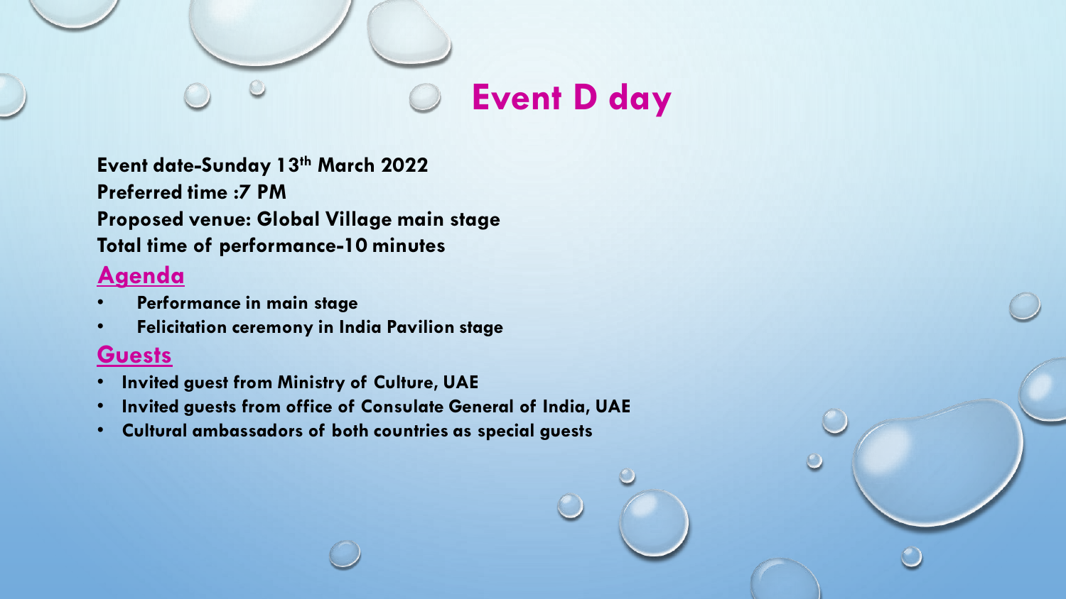# Event D day

**Event date-Sunday 13th March 2022**
**Preferred time :7 PM**
**Proposed venue: Global Village main stage**
**Total time of performance-10 minutes**

## Agenda

- **Performance in main stage**
- **Felicitation ceremony in India Pavilion stage**

## Guests

- **Invited guest from Ministry of Culture, UAE**
- **Invited guests from office of Consulate General of India, UAE**
- **Cultural ambassadors of both countries as special guests**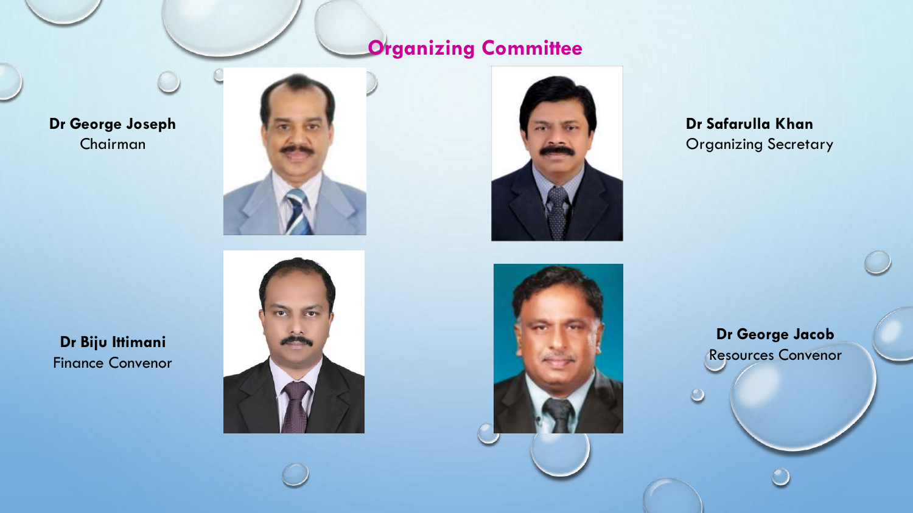## Organizing Committee

**Dr George Joseph**
Chairman

**Dr Safarulla Khan**
Organizing Secretary

**Dr Biju Ittimani**
Finance Convenor

**Dr George Jacob**
Resources Convenor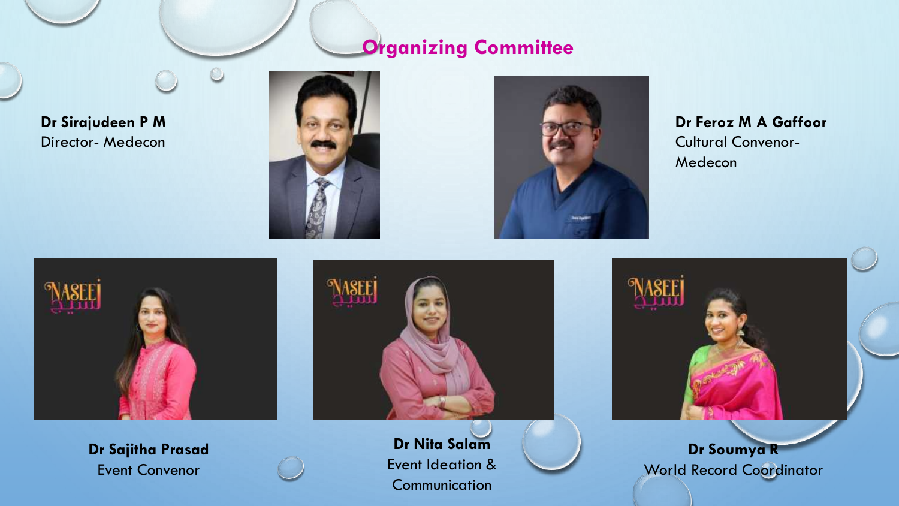## Organizing Committee

**Dr Sirajudeen P M**
Director- Medecon

**Dr Feroz M A Gaffoor**
Cultural Convenor- Medecon

**Dr Sajitha Prasad**
Event Convenor

**Dr Nita Salam**
Event Ideation & Communication

**Dr Soumya R**
World Record Coordinator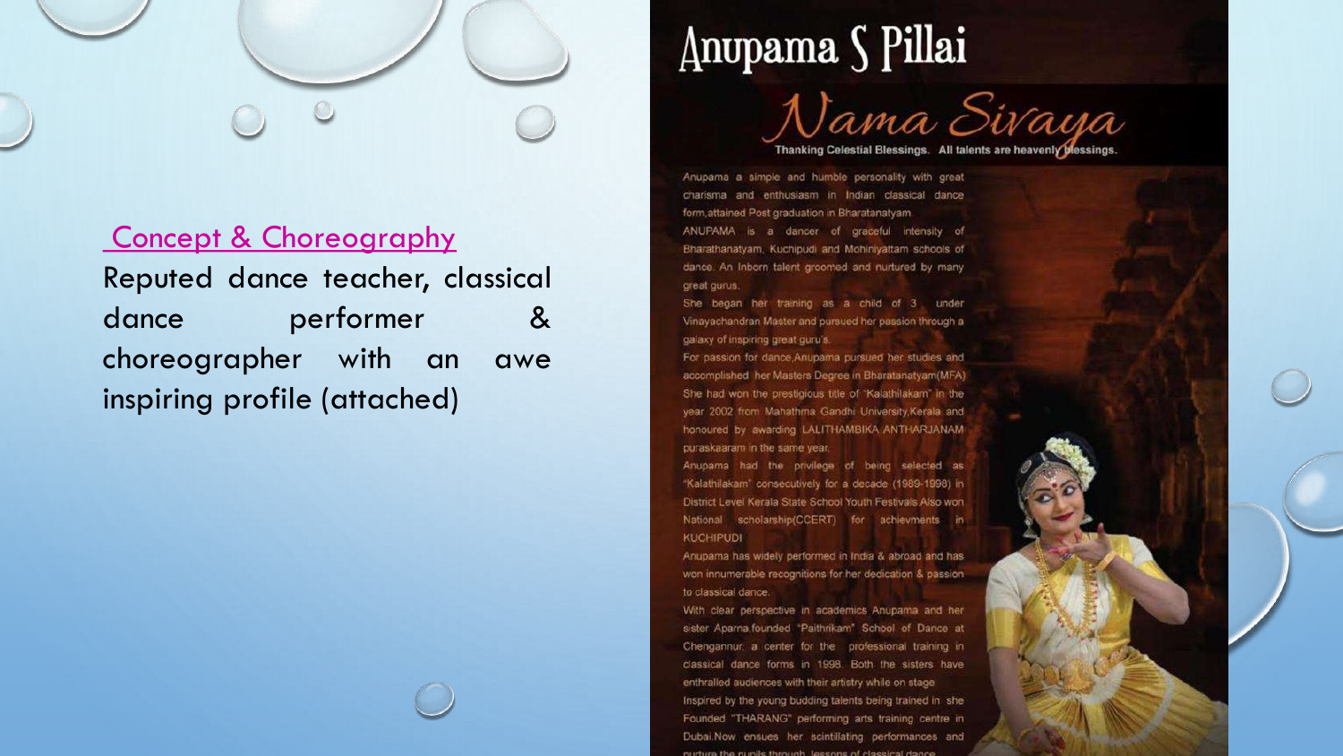Concept & Choreography

Reputed dance teacher, classical dance performer & choreographer with an awe inspiring profile (attached)

# Anupama S Pillai

## Nama Sivaya

Thanking Celestial Blessings. All talents are heavenly blessings.

Anupama a simple and humble personality with great charisma and enthusiasm in Indian classical dance form,attained Post graduation in Bharatanatyam.

ANUPAMA is a dancer of graceful intensity of Bharathanatyam, Kuchipudi and Mohiniyattam schools of dance. An Inborn talent groomed and nurtured by many great gurus.

She began her training as a child of 3 under Vinayachandran Master and pursued her passion through a galaxy of inspiring great guru's.

For passion for dance,Anupama pursued her studies and accomplished her Masters Degree in Bharatanatyam(MFA) She had won the prestigious title of "Kalathilakam" in the year 2002 from Mahathma Gandhi University,Kerala and honoured by awarding LALITHAMBIKA ANTHARJANAM puraskaaram in the same year.

Anupama had the privilege of being selected as "Kalathilakam" consecutively for a decade (1989-1998) in District Level Kerala State School Youth Festivals Also won National scholarship(CCERT) for achievments in KUCHIPUDI

Anupama has widely performed in India & abroad and has won innumerable recognitions for her dedication & passion to classical dance.

With clear perspective in academics Anupama and her sister Aparna founded "Paithrikam" School of Dance at Chengannur, a center for the professional training in classical dance forms in 1998. Both the sisters have enthralled audiences with their artistry while on stage

Inspired by the young budding talents being trained in she Founded "THARANG" performing arts training centre in Dubai.Now ensues her scintillating performances and nurture the pupils through lessons of classical dance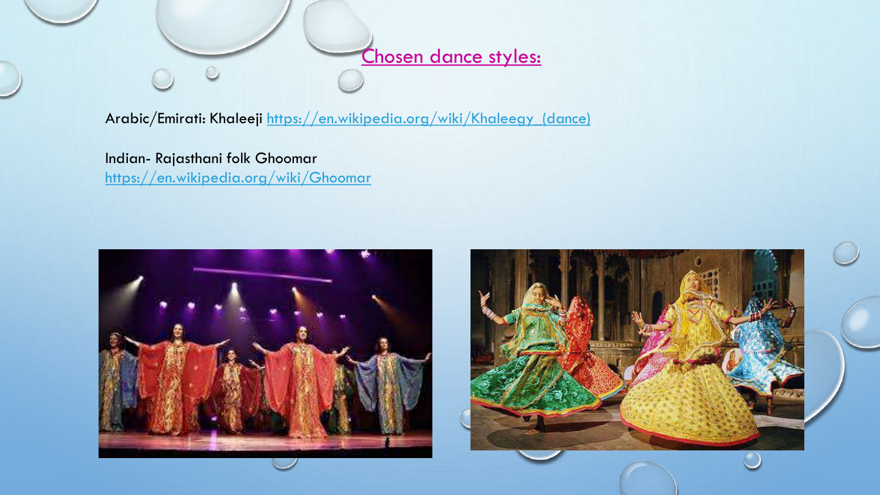## Chosen dance styles:

Arabic/Emirati: Khaleeji https://en.wikipedia.org/wiki/Khaleegy_(dance)

Indian- Rajasthani folk Ghoomar
https://en.wikipedia.org/wiki/Ghoomar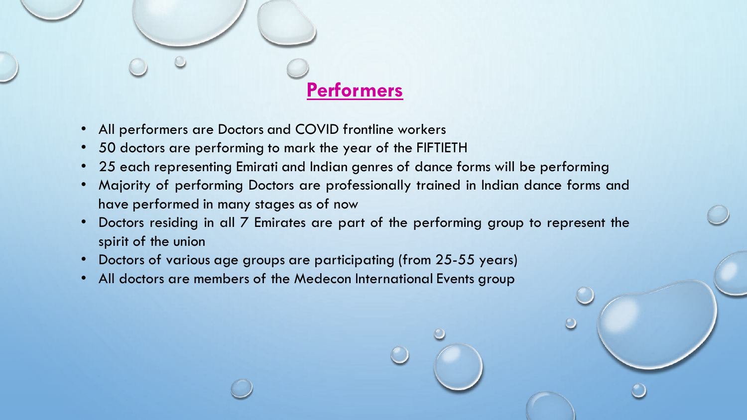## Performers

- All performers are Doctors and COVID frontline workers
- 50 doctors are performing to mark the year of the FIFTIETH
- 25 each representing Emirati and Indian genres of dance forms will be performing
- Majority of performing Doctors are professionally trained in Indian dance forms and have performed in many stages as of now
- Doctors residing in all 7 Emirates are part of the performing group to represent the spirit of the union
- Doctors of various age groups are participating (from 25-55 years)
- All doctors are members of the Medecon International Events group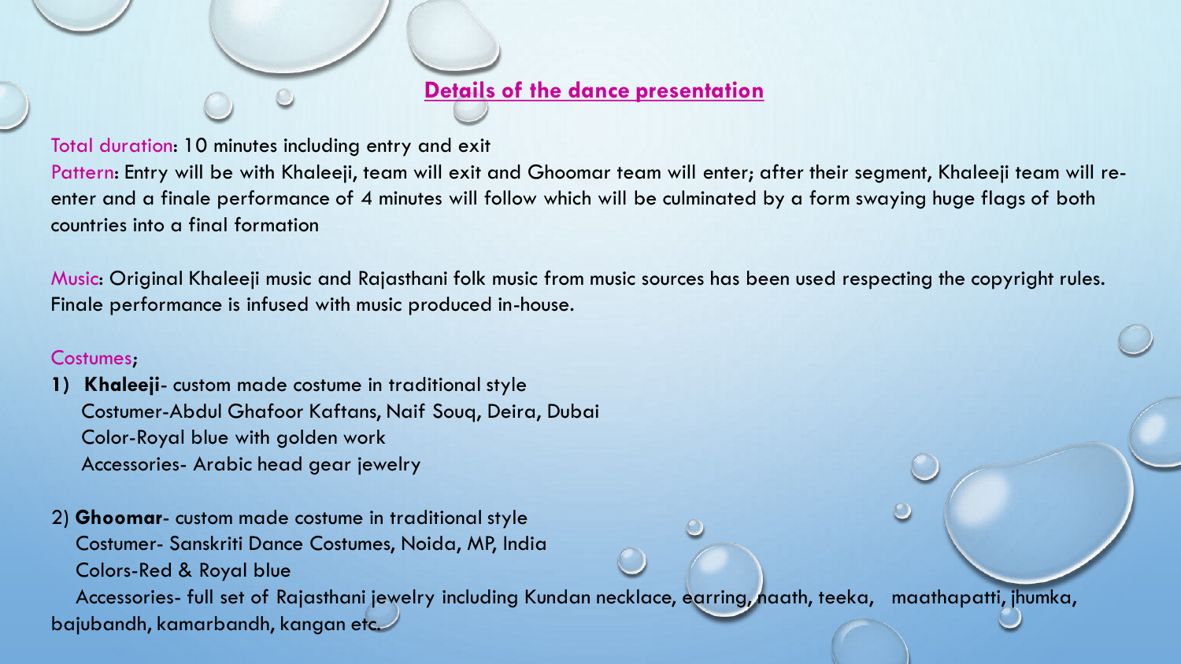## Details of the dance presentation

Total duration: 10 minutes including entry and exit

Pattern: Entry will be with Khaleeji, team will exit and Ghoomar team will enter; after their segment, Khaleeji team will re-enter and a finale performance of 4 minutes will follow which will be culminated by a form swaying huge flags of both countries into a final formation

Music: Original Khaleeji music and Rajasthani folk music from music sources has been used respecting the copyright rules. Finale performance is infused with music produced in-house.

Costumes;

1) **Khaleeji**- custom made costume in traditional style
   Costumer-Abdul Ghafoor Kaftans, Naif Souq, Deira, Dubai
   Color-Royal blue with golden work
   Accessories- Arabic head gear jewelry

2) **Ghoomar**- custom made costume in traditional style
   Costumer- Sanskriti Dance Costumes, Noida, MP, India
   Colors-Red & Royal blue
   Accessories- full set of Rajasthani jewelry including Kundan necklace, earring, naath, teeka, maathapatti, jhumka, bajubandh, kamarbandh, kangan etc.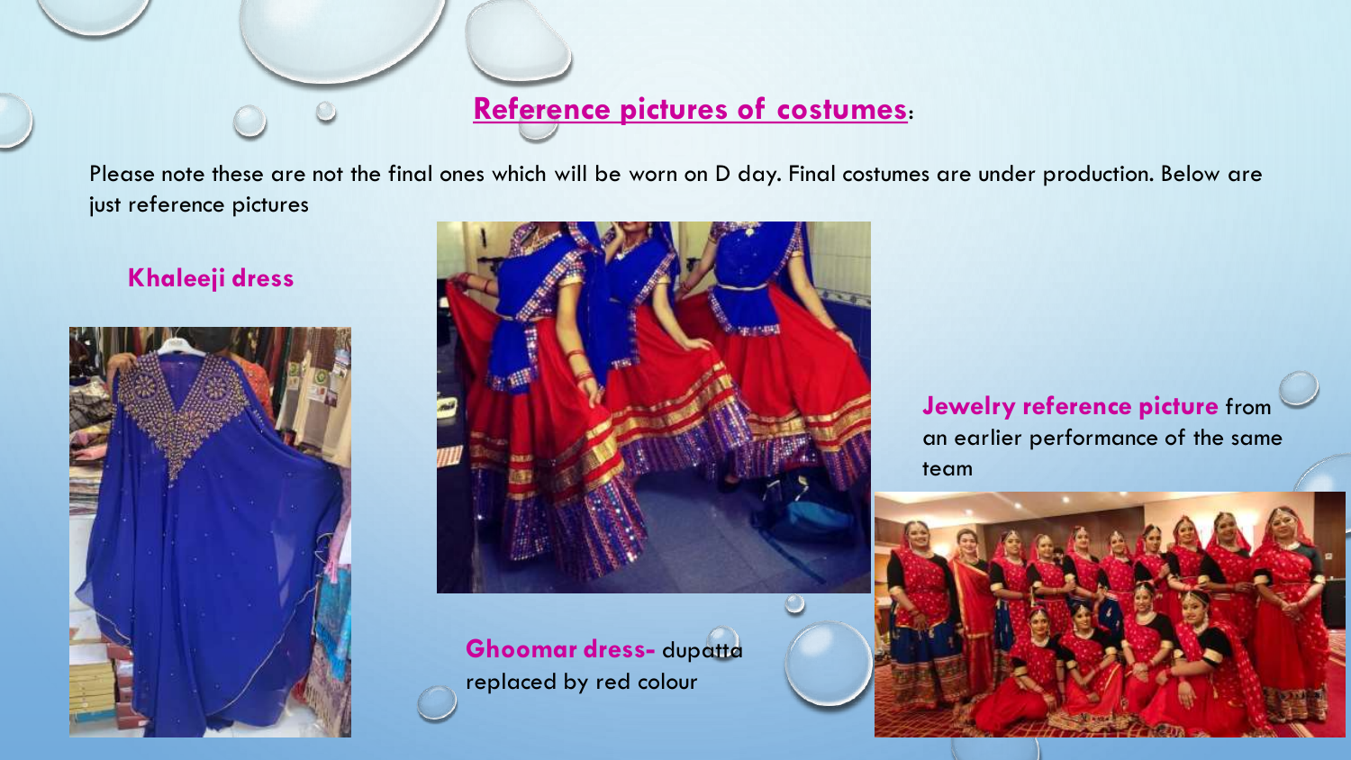## Reference pictures of costumes:

Please note these are not the final ones which will be worn on D day. Final costumes are under production. Below are just reference pictures

**Khaleeji dress**

**Ghoomar dress-** dupatta replaced by red colour

**Jewelry reference picture** from an earlier performance of the same team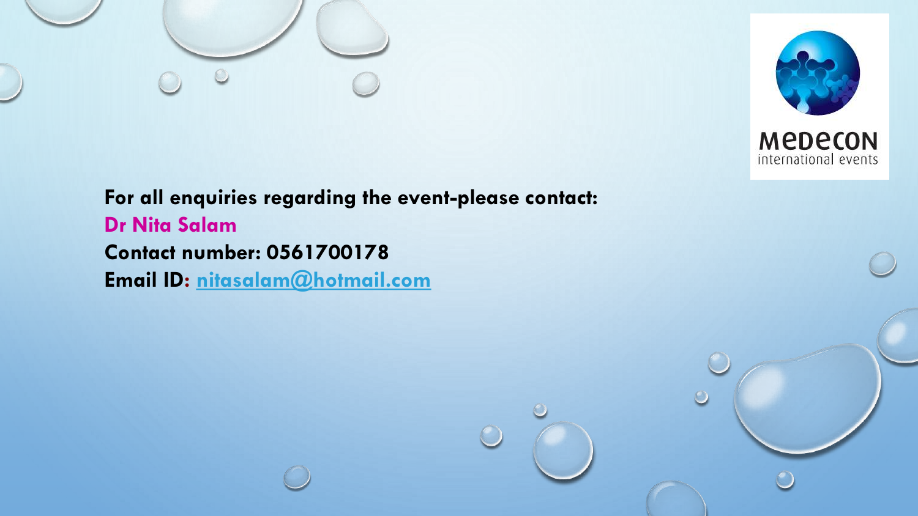**For all enquiries regarding the event-please contact:**

**Dr Nita Salam**

**Contact number: 0561700178**

**Email ID: nitasalam@hotmail.com**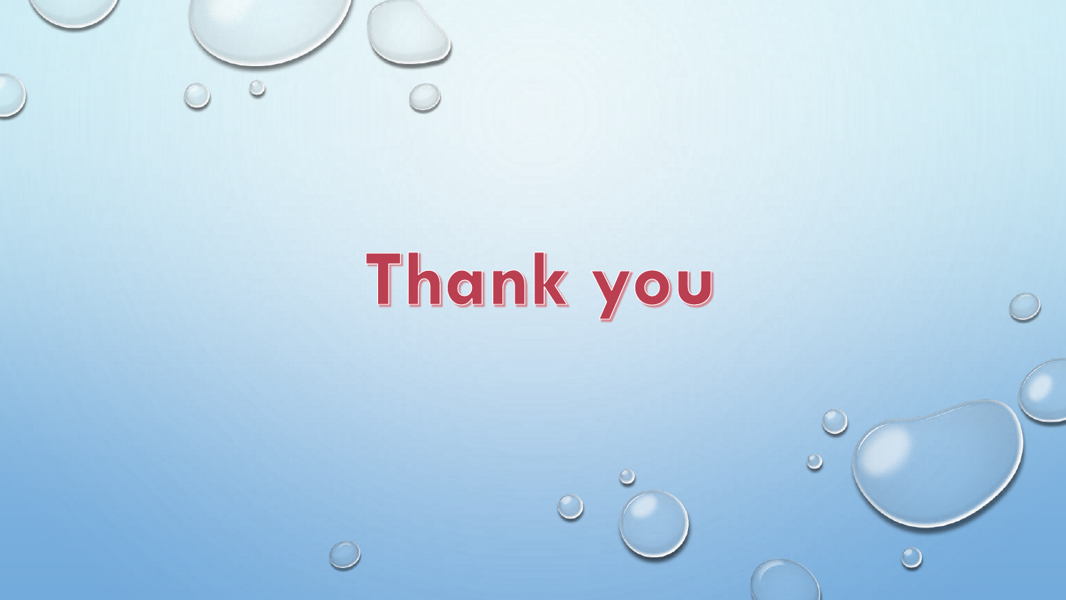# Thank you